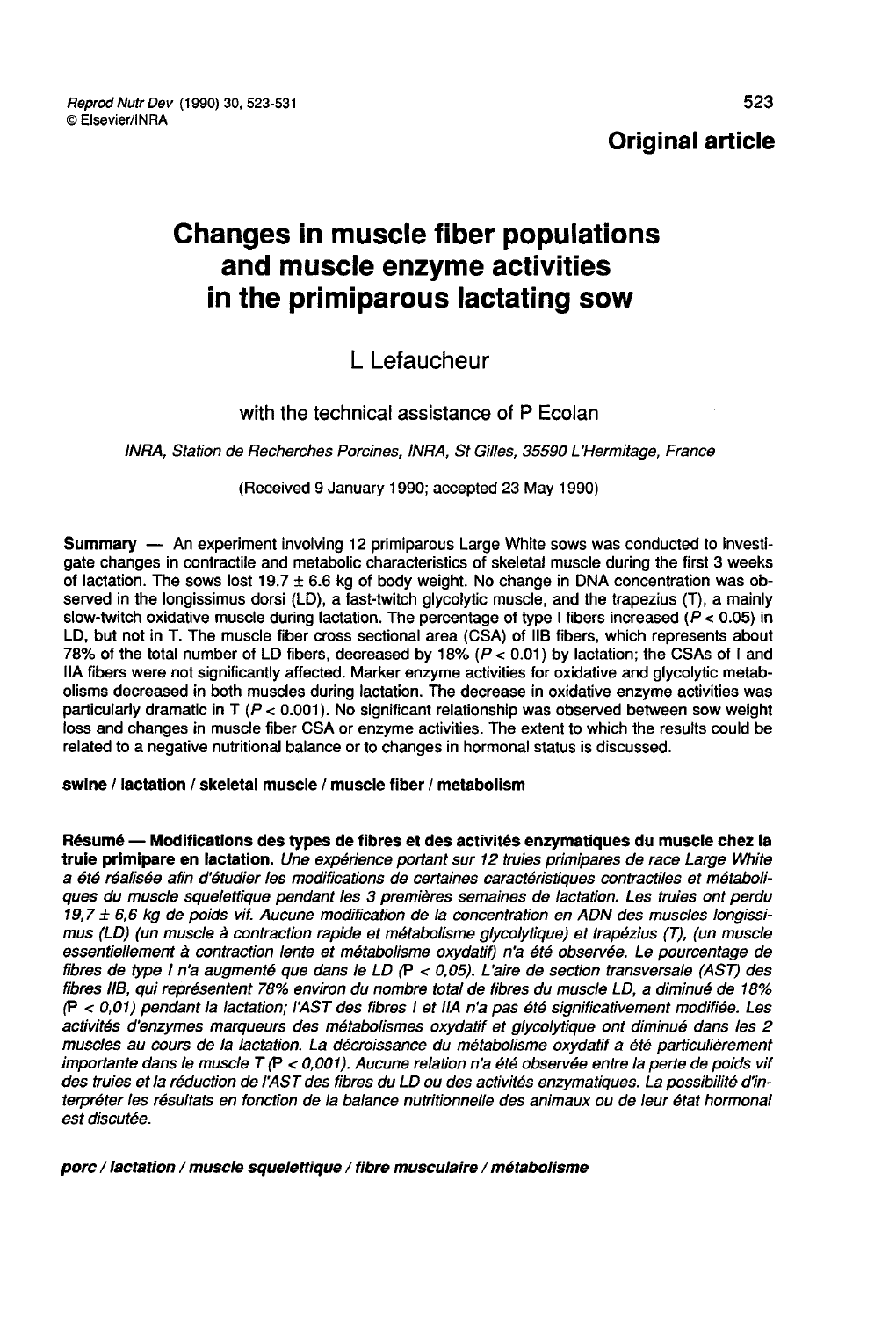**Original article**

# Changes in muscle fiber populations and muscle enzyme activities in the primiparous lactating sow

L Lefaucheur

with the technical assistance of P Ecolan

*INRA, Station de Recherches Porcines, INRA, St Gilles, 35590 L'Hermitage, France*

(Received 9 January 1990; accepted 23 May 1990)

**Summary** — An experiment involving 12 primiparous Large White sows was conducted to investigate changes in contractile and metabolic characteristics of skeletal muscle during the first 3 weeks of lactation. The sows lost 19.7 ± 6.6 kg of body weight. No change in DNA concentration was observed in the longissimus dorsi (LD), a fast-twitch glycolytic muscle, and the trapezius (T), a mainly slow-twitch oxidative muscle during lactation. The percentage of type I fibers increased ($P < 0.05$) in LD, but not in T. The muscle fiber cross sectional area (CSA) of IIB fibers, which represents about 78% of the total number of LD fibers, decreased by 18% ($P < 0.01$) by lactation; the CSAs of I and IIA fibers were not significantly affected. Marker enzyme activities for oxidative and glycolytic metabolisms decreased in both muscles during lactation. The decrease in oxidative enzyme activities was particularly dramatic in T ($P < 0.001$). No significant relationship was observed between sow weight loss and changes in muscle fiber CSA or enzyme activities. The extent to which the results could be related to a negative nutritional balance or to changes in hormonal status is discussed.

**swine / lactation / skeletal muscle / muscle fiber / metabolism**

**Résumé — Modifications des types de fibres et des activités enzymatiques du muscle chez la truie primipare en lactation.** *Une expérience portant sur 12 truies primipares de race Large White a été réalisée afin d'étudier les modifications de certaines caractéristiques contractiles et métaboliques du muscle squelettique pendant les 3 premières semaines de lactation. Les truies ont perdu 19,7 ± 6,6 kg de poids vif. Aucune modification de la concentration en ADN des muscles longissimus (LD) (un muscle à contraction rapide et métabolisme glycolytique) et trapézius (T), (un muscle essentiellement à contraction lente et métabolisme oxydatif) n'a été observée. Le pourcentage de fibres de type I n'a augmenté que dans le LD (P < 0,05). L'aire de section transversale (AST) des fibres IIB, qui représentent 78% environ du nombre total de fibres du muscle LD, a diminué de 18% (P < 0,01) pendant la lactation; l'AST des fibres I et IIA n'a pas été significativement modifiée. Les activités d'enzymes marqueurs des métabolismes oxydatif et glycolytique ont diminué dans les 2 muscles au cours de la lactation. La décroissance du métabolisme oxydatif a été particulièrement importante dans le muscle T (P < 0,001). Aucune relation n'a été observée entre la perte de poids vif des truies et la réduction de l'AST des fibres du LD ou des activités enzymatiques. La possibilité d'interpréter les résultats en fonction de la balance nutritionnelle des animaux ou de leur état hormonal est discutée.*

***porc / lactation / muscle squelettique / fibre musculaire / métabolisme***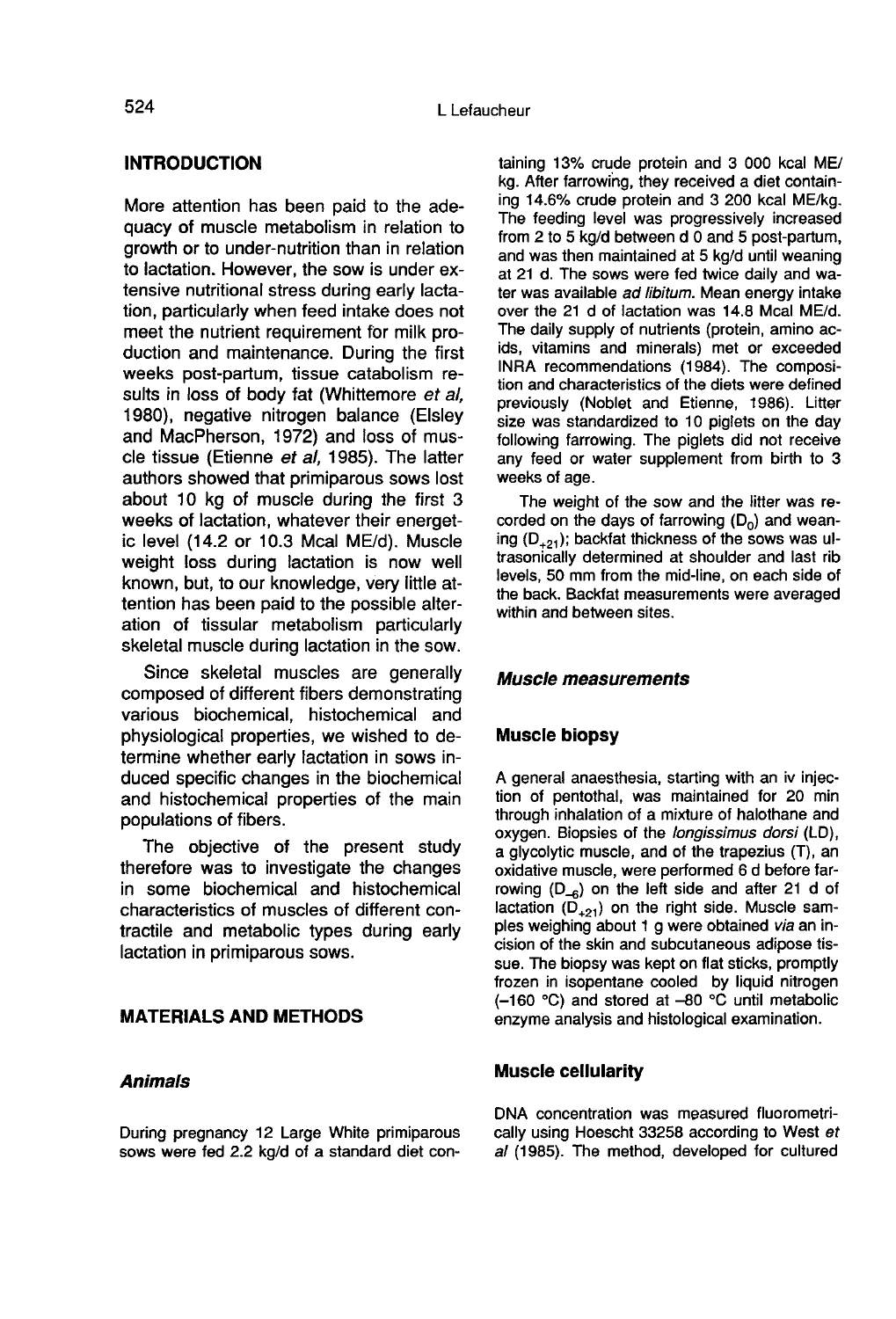## INTRODUCTION

More attention has been paid to the adequacy of muscle metabolism in relation to growth or to under-nutrition than in relation to lactation. However, the sow is under extensive nutritional stress during early lactation, particularly when feed intake does not meet the nutrient requirement for milk production and maintenance. During the first weeks post-partum, tissue catabolism results in loss of body fat (Whittemore *et al*, 1980), negative nitrogen balance (Elsley and MacPherson, 1972) and loss of muscle tissue (Etienne *et al*, 1985). The latter authors showed that primiparous sows lost about 10 kg of muscle during the first 3 weeks of lactation, whatever their energetic level (14.2 or 10.3 Mcal ME/d). Muscle weight loss during lactation is now well known, but, to our knowledge, very little attention has been paid to the possible alteration of tissular metabolism particularly skeletal muscle during lactation in the sow.

Since skeletal muscles are generally composed of different fibers demonstrating various biochemical, histochemical and physiological properties, we wished to determine whether early lactation in sows induced specific changes in the biochemical and histochemical properties of the main populations of fibers.

The objective of the present study therefore was to investigate the changes in some biochemical and histochemical characteristics of muscles of different contractile and metabolic types during early lactation in primiparous sows.

## MATERIALS AND METHODS

### *Animals*

During pregnancy 12 Large White primiparous sows were fed 2.2 kg/d of a standard diet containing 13% crude protein and 3 000 kcal ME/kg. After farrowing, they received a diet containing 14.6% crude protein and 3 200 kcal ME/kg. The feeding level was progressively increased from 2 to 5 kg/d between d 0 and 5 post-partum, and was then maintained at 5 kg/d until weaning at 21 d. The sows were fed twice daily and water was available *ad libitum*. Mean energy intake over the 21 d of lactation was 14.8 Mcal ME/d. The daily supply of nutrients (protein, amino acids, vitamins and minerals) met or exceeded INRA recommendations (1984). The composition and characteristics of the diets were defined previously (Noblet and Etienne, 1986). Litter size was standardized to 10 piglets on the day following farrowing. The piglets did not receive any feed or water supplement from birth to 3 weeks of age.

The weight of the sow and the litter was recorded on the days of farrowing ($D_0$) and weaning ($D_{+21}$); backfat thickness of the sows was ultrasonically determined at shoulder and last rib levels, 50 mm from the mid-line, on each side of the back. Backfat measurements were averaged within and between sites.

### *Muscle measurements*

#### Muscle biopsy

A general anaesthesia, starting with an iv injection of pentothal, was maintained for 20 min through inhalation of a mixture of halothane and oxygen. Biopsies of the *longissimus dorsi* (LD), a glycolytic muscle, and of the trapezius (T), an oxidative muscle, were performed 6 d before farrowing ($D_{-6}$) on the left side and after 21 d of lactation ($D_{+21}$) on the right side. Muscle samples weighing about 1 g were obtained *via* an incision of the skin and subcutaneous adipose tissue. The biopsy was kept on flat sticks, promptly frozen in isopentane cooled by liquid nitrogen (–160 °C) and stored at –80 °C until metabolic enzyme analysis and histological examination.

#### Muscle cellularity

DNA concentration was measured fluorometrically using Hoescht 33258 according to West *et al* (1985). The method, developed for cultured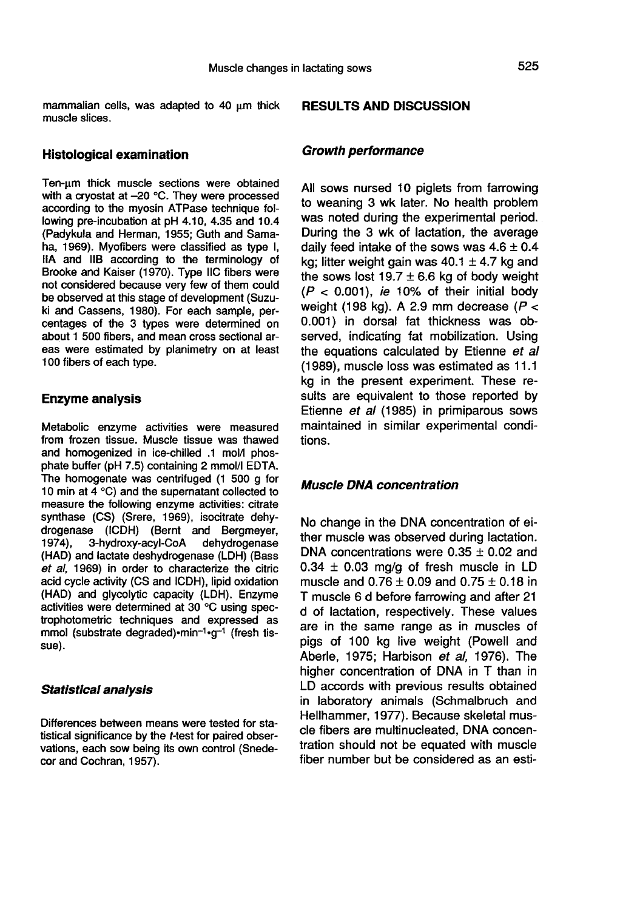mammalian cells, was adapted to 40 μm thick muscle slices.

### Histological examination

Ten-μm thick muscle sections were obtained with a cryostat at −20 °C. They were processed according to the myosin ATPase technique following pre-incubation at pH 4.10, 4.35 and 10.4 (Padykula and Herman, 1955; Guth and Samaha, 1969). Myofibers were classified as type I, IIA and IIB according to the terminology of Brooke and Kaiser (1970). Type IIC fibers were not considered because very few of them could be observed at this stage of development (Suzuki and Cassens, 1980). For each sample, percentages of the 3 types were determined on about 1 500 fibers, and mean cross sectional areas were estimated by planimetry on at least 100 fibers of each type.

### Enzyme analysis

Metabolic enzyme activities were measured from frozen tissue. Muscle tissue was thawed and homogenized in ice-chilled .1 mol/l phosphate buffer (pH 7.5) containing 2 mmol/l EDTA. The homogenate was centrifuged (1 500 g for 10 min at 4 °C) and the supernatant collected to measure the following enzyme activities: citrate synthase (CS) (Srere, 1969), isocitrate dehydrogenase (ICDH) (Bernt and Bergmeyer, 1974), 3-hydroxy-acyl-CoA dehydrogenase (HAD) and lactate deshydrogenase (LDH) (Bass *et al*, 1969) in order to characterize the citric acid cycle activity (CS and ICDH), lipid oxidation (HAD) and glycolytic capacity (LDH). Enzyme activities were determined at 30 °C using spectrophotometric techniques and expressed as mmol (substrate degraded)$\cdot$min$^{-1}\cdot$g$^{-1}$ (fresh tissue).

### *Statistical analysis*

Differences between means were tested for statistical significance by the *t*-test for paired observations, each sow being its own control (Snedecor and Cochran, 1957).

## RESULTS AND DISCUSSION

### *Growth performance*

All sows nursed 10 piglets from farrowing to weaning 3 wk later. No health problem was noted during the experimental period. During the 3 wk of lactation, the average daily feed intake of the sows was 4.6 ± 0.4 kg; litter weight gain was 40.1 ± 4.7 kg and the sows lost 19.7 ± 6.6 kg of body weight ($P < 0.001$), *ie* 10% of their initial body weight (198 kg). A 2.9 mm decrease ($P < 0.001$) in dorsal fat thickness was observed, indicating fat mobilization. Using the equations calculated by Etienne *et al* (1989), muscle loss was estimated as 11.1 kg in the present experiment. These results are equivalent to those reported by Etienne *et al* (1985) in primiparous sows maintained in similar experimental conditions.

### *Muscle DNA concentration*

No change in the DNA concentration of either muscle was observed during lactation. DNA concentrations were 0.35 ± 0.02 and 0.34 ± 0.03 mg/g of fresh muscle in LD muscle and 0.76 ± 0.09 and 0.75 ± 0.18 in T muscle 6 d before farrowing and after 21 d of lactation, respectively. These values are in the same range as in muscles of pigs of 100 kg live weight (Powell and Aberle, 1975; Harbison *et al*, 1976). The higher concentration of DNA in T than in LD accords with previous results obtained in laboratory animals (Schmalbruch and Hellhammer, 1977). Because skeletal muscle fibers are multinucleated, DNA concentration should not be equated with muscle fiber number but be considered as an esti-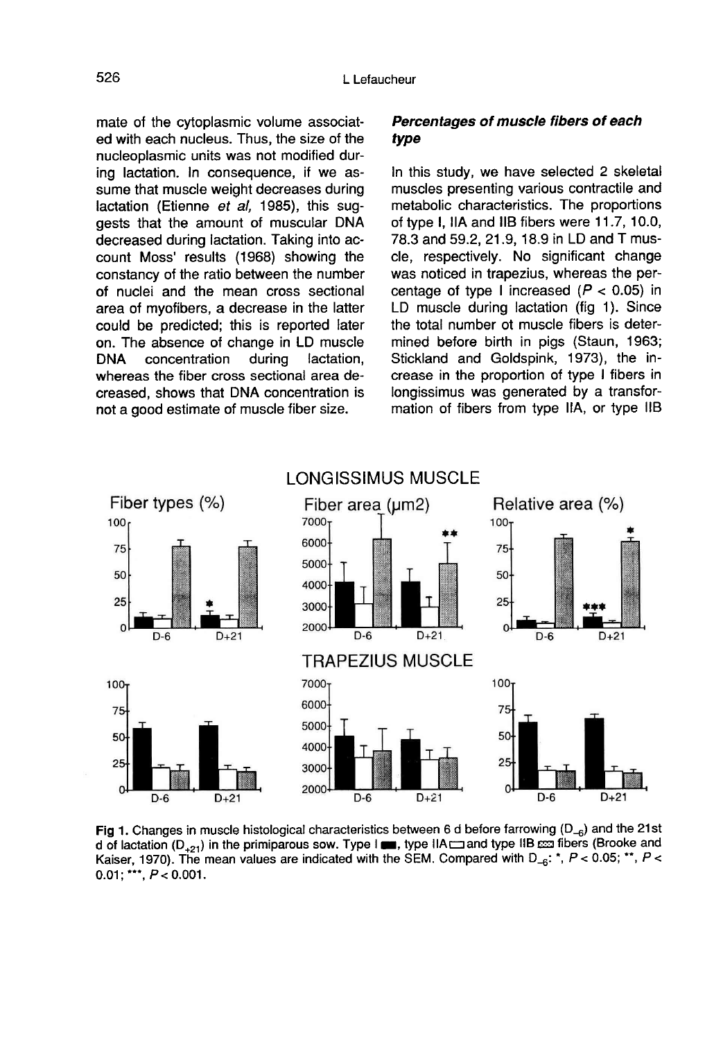mate of the cytoplasmic volume associated with each nucleus. Thus, the size of the nucleoplasmic units was not modified during lactation. In consequence, if we assume that muscle weight decreases during lactation (Etienne *et al*, 1985), this suggests that the amount of muscular DNA decreased during lactation. Taking into account Moss' results (1968) showing the constancy of the ratio between the number of nuclei and the mean cross sectional area of myofibers, a decrease in the latter could be predicted; this is reported later on. The absence of change in LD muscle DNA concentration during lactation, whereas the fiber cross sectional area decreased, shows that DNA concentration is not a good estimate of muscle fiber size.

### *Percentages of muscle fibers of each type*

In this study, we have selected 2 skeletal muscles presenting various contractile and metabolic characteristics. The proportions of type I, IIA and IIB fibers were 11.7, 10.0, 78.3 and 59.2, 21.9, 18.9 in LD and T muscle, respectively. No significant change was noticed in trapezius, whereas the percentage of type I increased ($P < 0.05$) in LD muscle during lactation (fig 1). Since the total number ot muscle fibers is determined before birth in pigs (Staun, 1963; Stickland and Goldspink, 1973), the increase in the proportion of type I fibers in longissimus was generated by a transformation of fibers from type IIA, or type IIB

**Fig 1.** Changes in muscle histological characteristics between 6 d before farrowing ($D_{-6}$) and the 21st d of lactation ($D_{+21}$) in the primiparous sow. Type I ■, type IIA □ and type IIB ▒ fibers (Brooke and Kaiser, 1970). The mean values are indicated with the SEM. Compared with $D_{-6}$: *, $P < 0.05$; **, $P < 0.01$; ***, $P < 0.001$.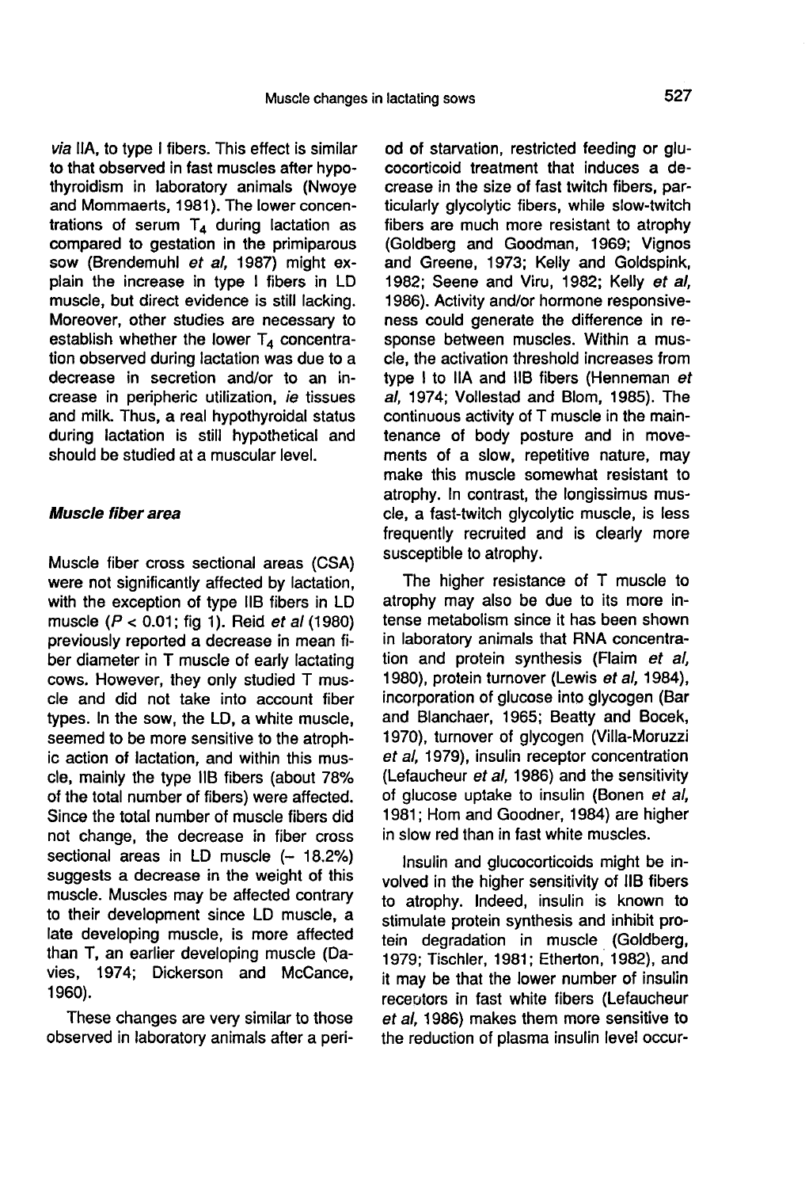*via* IIA, to type I fibers. This effect is similar to that observed in fast muscles after hypothyroidism in laboratory animals (Nwoye and Mommaerts, 1981). The lower concentrations of serum $T_4$ during lactation as compared to gestation in the primiparous sow (Brendemuhl *et al*, 1987) might explain the increase in type I fibers in LD muscle, but direct evidence is still lacking. Moreover, other studies are necessary to establish whether the lower $T_4$ concentration observed during lactation was due to a decrease in secretion and/or to an increase in peripheric utilization, *ie* tissues and milk. Thus, a real hypothyroidal status during lactation is still hypothetical and should be studied at a muscular level.

### *Muscle fiber area*

Muscle fiber cross sectional areas (CSA) were not significantly affected by lactation, with the exception of type IIB fibers in LD muscle ($P < 0.01$; fig 1). Reid *et al* (1980) previously reported a decrease in mean fiber diameter in T muscle of early lactating cows. However, they only studied T muscle and did not take into account fiber types. In the sow, the LD, a white muscle, seemed to be more sensitive to the atrophic action of lactation, and within this muscle, mainly the type IIB fibers (about 78% of the total number of fibers) were affected. Since the total number of muscle fibers did not change, the decrease in fiber cross sectional areas in LD muscle (– 18.2%) suggests a decrease in the weight of this muscle. Muscles may be affected contrary to their development since LD muscle, a late developing muscle, is more affected than T, an earlier developing muscle (Davies, 1974; Dickerson and McCance, 1960).

These changes are very similar to those observed in laboratory animals after a period of starvation, restricted feeding or glucocorticoid treatment that induces a decrease in the size of fast twitch fibers, particularly glycolytic fibers, while slow-twitch fibers are much more resistant to atrophy (Goldberg and Goodman, 1969; Vignos and Greene, 1973; Kelly and Goldspink, 1982; Seene and Viru, 1982; Kelly *et al*, 1986). Activity and/or hormone responsiveness could generate the difference in response between muscles. Within a muscle, the activation threshold increases from type I to IIA and IIB fibers (Henneman *et al*, 1974; Vollestad and Blom, 1985). The continuous activity of T muscle in the maintenance of body posture and in movements of a slow, repetitive nature, may make this muscle somewhat resistant to atrophy. In contrast, the longissimus muscle, a fast-twitch glycolytic muscle, is less frequently recruited and is clearly more susceptible to atrophy.

The higher resistance of T muscle to atrophy may also be due to its more intense metabolism since it has been shown in laboratory animals that RNA concentration and protein synthesis (Flaim *et al*, 1980), protein turnover (Lewis *et al*, 1984), incorporation of glucose into glycogen (Bar and Blanchaer, 1965; Beatty and Bocek, 1970), turnover of glycogen (Villa-Moruzzi *et al*, 1979), insulin receptor concentration (Lefaucheur *et al*, 1986) and the sensitivity of glucose uptake to insulin (Bonen *et al*, 1981; Hom and Goodner, 1984) are higher in slow red than in fast white muscles.

Insulin and glucocorticoids might be involved in the higher sensitivity of IIB fibers to atrophy. Indeed, insulin is known to stimulate protein synthesis and inhibit protein degradation in muscle (Goldberg, 1979; Tischler, 1981; Etherton, 1982), and it may be that the lower number of insulin receptors in fast white fibers (Lefaucheur *et al*, 1986) makes them more sensitive to the reduction of plasma insulin level occur-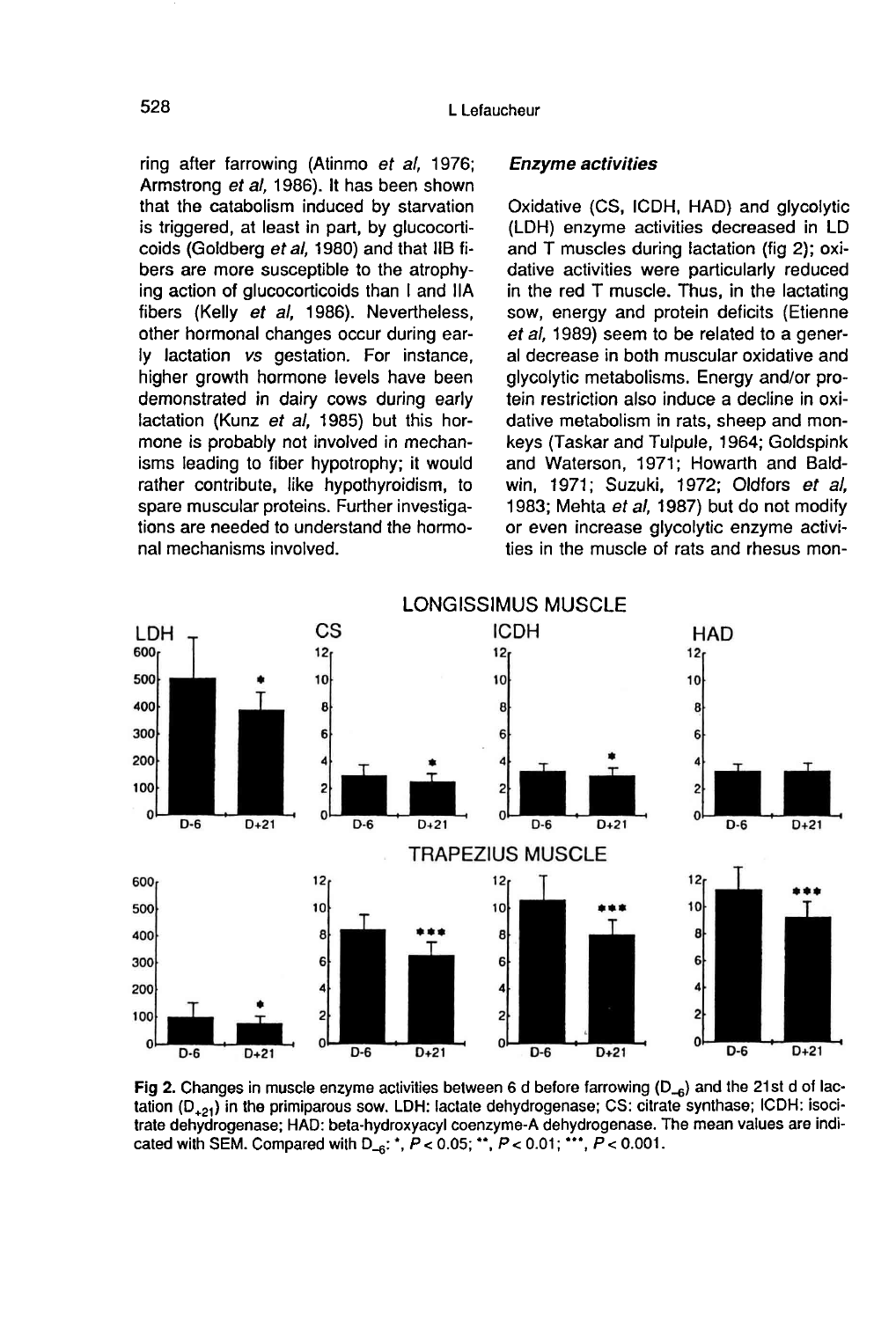ring after farrowing (Atinmo *et al*, 1976; Armstrong *et al*, 1986). It has been shown that the catabolism induced by starvation is triggered, at least in part, by glucocorticoids (Goldberg *et al*, 1980) and that IIB fibers are more susceptible to the atrophying action of glucocorticoids than I and IIA fibers (Kelly *et al*, 1986). Nevertheless, other hormonal changes occur during early lactation *vs* gestation. For instance, higher growth hormone levels have been demonstrated in dairy cows during early lactation (Kunz *et al*, 1985) but this hormone is probably not involved in mechanisms leading to fiber hypotrophy; it would rather contribute, like hypothyroidism, to spare muscular proteins. Further investigations are needed to understand the hormonal mechanisms involved.

### *Enzyme activities*

Oxidative (CS, ICDH, HAD) and glycolytic (LDH) enzyme activities decreased in LD and T muscles during lactation (fig 2); oxidative activities were particularly reduced in the red T muscle. Thus, in the lactating sow, energy and protein deficits (Etienne *et al*, 1989) seem to be related to a general decrease in both muscular oxidative and glycolytic metabolisms. Energy and/or protein restriction also induce a decline in oxidative metabolism in rats, sheep and monkeys (Taskar and Tulpule, 1964; Goldspink and Waterson, 1971; Howarth and Baldwin, 1971; Suzuki, 1972; Oldfors *et al*, 1983; Mehta *et al*, 1987) but do not modify or even increase glycolytic enzyme activities in the muscle of rats and rhesus mon-

LONGISSIMUS MUSCLE

LDH CS ICDH HAD

600 500 400 300 200 100 0

12 10 8 6 4 2 0

D-6 D+21

*

TRAPEZIUS MUSCLE

*

***

***

***

Fig 2. Changes in muscle enzyme activities between 6 d before farrowing ($D_{-6}$) and the 21st d of lactation ($D_{+21}$) in the primiparous sow. LDH: lactate dehydrogenase; CS: citrate synthase; ICDH: isocitrate dehydrogenase; HAD: beta-hydroxyacyl coenzyme-A dehydrogenase. The mean values are indicated with SEM. Compared with $D_{-6}$: *, $P < 0.05$; **, $P < 0.01$; ***, $P < 0.001$.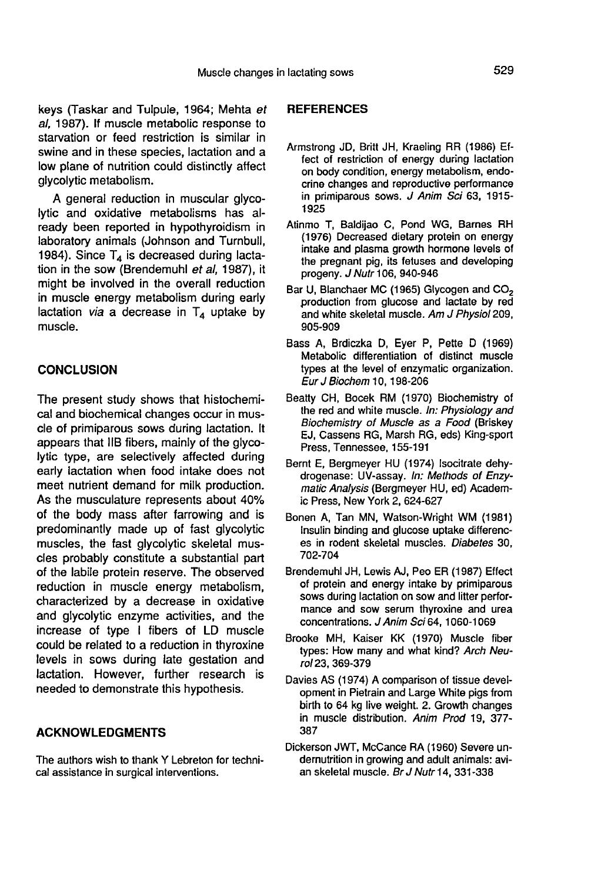keys (Taskar and Tulpule, 1964; Mehta *et al*, 1987). If muscle metabolic response to starvation or feed restriction is similar in swine and in these species, lactation and a low plane of nutrition could distinctly affect glycolytic metabolism.

A general reduction in muscular glycolytic and oxidative metabolisms has already been reported in hypothyroidism in laboratory animals (Johnson and Turnbull, 1984). Since $T_4$ is decreased during lactation in the sow (Brendemuhl *et al*, 1987), it might be involved in the overall reduction in muscle energy metabolism during early lactation *via* a decrease in $T_4$ uptake by muscle.

## CONCLUSION

The present study shows that histochemical and biochemical changes occur in muscle of primiparous sows during lactation. It appears that IIB fibers, mainly of the glycolytic type, are selectively affected during early lactation when food intake does not meet nutrient demand for milk production. As the musculature represents about 40% of the body mass after farrowing and is predominantly made up of fast glycolytic muscles, the fast glycolytic skeletal muscles probably constitute a substantial part of the labile protein reserve. The observed reduction in muscle energy metabolism, characterized by a decrease in oxidative and glycolytic enzyme activities, and the increase of type I fibers of LD muscle could be related to a reduction in thyroxine levels in sows during late gestation and lactation. However, further research is needed to demonstrate this hypothesis.

## ACKNOWLEDGMENTS

The authors wish to thank Y Lebreton for technical assistance in surgical interventions.

## REFERENCES

Armstrong JD, Britt JH, Kraeling RR (1986) Effect of restriction of energy during lactation on body condition, energy metabolism, endocrine changes and reproductive performance in primiparous sows. *J Anim Sci* 63, 1915-1925

Atinmo T, Baldijao C, Pond WG, Barnes RH (1976) Decreased dietary protein on energy intake and plasma growth hormone levels of the pregnant pig, its fetuses and developing progeny. *J Nutr* 106, 940-946

Bar U, Blanchaer MC (1965) Glycogen and $CO_2$ production from glucose and lactate by red and white skeletal muscle. *Am J Physiol* 209, 905-909

Bass A, Brdiczka D, Eyer P, Pette D (1969) Metabolic differentiation of distinct muscle types at the level of enzymatic organization. *Eur J Biochem* 10, 198-206

Beatty CH, Bocek RM (1970) Biochemistry of the red and white muscle. *In: Physiology and Biochemistry of Muscle as a Food* (Briskey EJ, Cassens RG, Marsh RG, eds) King-sport Press, Tennessee, 155-191

Bernt E, Bergmeyer HU (1974) Isocitrate dehydrogenase: UV-assay. *In: Methods of Enzymatic Analysis* (Bergmeyer HU, ed) Academic Press, New York 2, 624-627

Bonen A, Tan MN, Watson-Wright WM (1981) Insulin binding and glucose uptake differences in rodent skeletal muscles. *Diabetes* 30, 702-704

Brendemuhl JH, Lewis AJ, Peo ER (1987) Effect of protein and energy intake by primiparous sows during lactation on sow and litter performance and sow serum thyroxine and urea concentrations. *J Anim Sci* 64, 1060-1069

Brooke MH, Kaiser KK (1970) Muscle fiber types: How many and what kind? *Arch Neurol* 23, 369-379

Davies AS (1974) A comparison of tissue development in Pietrain and Large White pigs from birth to 64 kg live weight. 2. Growth changes in muscle distribution. *Anim Prod* 19, 377-387

Dickerson JWT, McCance RA (1960) Severe undernutrition in growing and adult animals: avian skeletal muscle. *Br J Nutr* 14, 331-338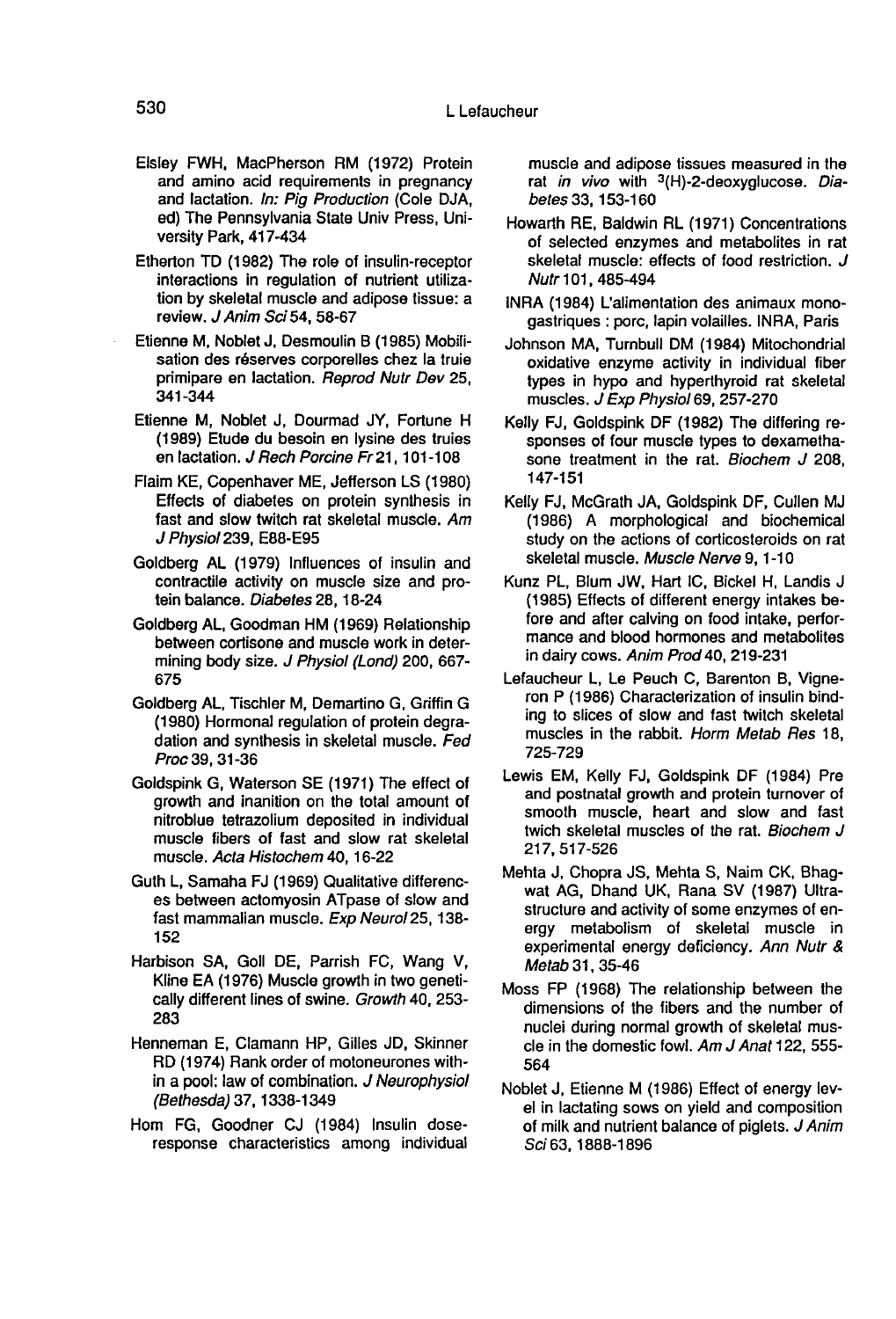Elsley FWH, MacPherson RM (1972) Protein and amino acid requirements in pregnancy and lactation. *In: Pig Production* (Cole DJA, ed) The Pennsylvania State Univ Press, University Park, 417-434

Etherton TD (1982) The role of insulin-receptor interactions in regulation of nutrient utilization by skeletal muscle and adipose tissue: a review. *J Anim Sci* 54, 58-67

Etienne M, Noblet J, Desmoulin B (1985) Mobilisation des réserves corporelles chez la truie primipare en lactation. *Reprod Nutr Dev* 25, 341-344

Etienne M, Noblet J, Dourmad JY, Fortune H (1989) Etude du besoin en lysine des truies en lactation. *J Rech Porcine Fr* 21, 101-108

Flaim KE, Copenhaver ME, Jefferson LS (1980) Effects of diabetes on protein synthesis in fast and slow twitch rat skeletal muscle. *Am J Physiol* 239, E88-E95

Goldberg AL (1979) Influences of insulin and contractile activity on muscle size and protein balance. *Diabetes* 28, 18-24

Goldberg AL, Goodman HM (1969) Relationship between cortisone and muscle work in determining body size. *J Physiol (Lond)* 200, 667-675

Goldberg AL, Tischler M, Demartino G, Griffin G (1980) Hormonal regulation of protein degradation and synthesis in skeletal muscle. *Fed Proc* 39, 31-36

Goldspink G, Waterson SE (1971) The effect of growth and inanition on the total amount of nitroblue tetrazolium deposited in individual muscle fibers of fast and slow rat skeletal muscle. *Acta Histochem* 40, 16-22

Guth L, Samaha FJ (1969) Qualitative differences between actomyosin ATpase of slow and fast mammalian muscle. *Exp Neurol* 25, 138-152

Harbison SA, Goll DE, Parrish FC, Wang V, Kline EA (1976) Muscle growth in two genetically different lines of swine. *Growth* 40, 253-283

Henneman E, Clamann HP, Gilles JD, Skinner RD (1974) Rank order of motoneurones within a pool: law of combination. *J Neurophysiol (Bethesda)* 37, 1338-1349

Hom FG, Goodner CJ (1984) Insulin dose-response characteristics among individual muscle and adipose tissues measured in the rat *in vivo* with $^{3}$(H)-2-deoxyglucose. *Diabetes* 33, 153-160

Howarth RE, Baldwin RL (1971) Concentrations of selected enzymes and metabolites in rat skeletal muscle: effects of food restriction. *J Nutr* 101, 485-494

INRA (1984) L'alimentation des animaux monogastriques : porc, lapin volailles. INRA, Paris

Johnson MA, Turnbull DM (1984) Mitochondrial oxidative enzyme activity in individual fiber types in hypo and hyperthyroid rat skeletal muscles. *J Exp Physiol* 69, 257-270

Kelly FJ, Goldspink DF (1982) The differing responses of four muscle types to dexamethasone treatment in the rat. *Biochem J* 208, 147-151

Kelly FJ, McGrath JA, Goldspink DF, Cullen MJ (1986) A morphological and biochemical study on the actions of corticosteroids on rat skeletal muscle. *Muscle Nerve* 9, 1-10

Kunz PL, Blum JW, Hart IC, Bickel H, Landis J (1985) Effects of different energy intakes before and after calving on food intake, performance and blood hormones and metabolites in dairy cows. *Anim Prod* 40, 219-231

Lefaucheur L, Le Peuch C, Barenton B, Vigneron P (1986) Characterization of insulin binding to slices of slow and fast twitch skeletal muscles in the rabbit. *Horm Metab Res* 18, 725-729

Lewis EM, Kelly FJ, Goldspink DF (1984) Pre and postnatal growth and protein turnover of smooth muscle, heart and slow and fast twich skeletal muscles of the rat. *Biochem J* 217, 517-526

Mehta J, Chopra JS, Mehta S, Naim CK, Bhagwat AG, Dhand UK, Rana SV (1987) Ultrastructure and activity of some enzymes of energy metabolism of skeletal muscle in experimental energy deficiency. *Ann Nutr & Metab* 31, 35-46

Moss FP (1968) The relationship between the dimensions of the fibers and the number of nuclei during normal growth of skeletal muscle in the domestic fowl. *Am J Anat* 122, 555-564

Noblet J, Etienne M (1986) Effect of energy level in lactating sows on yield and composition of milk and nutrient balance of piglets. *J Anim Sci* 63, 1888-1896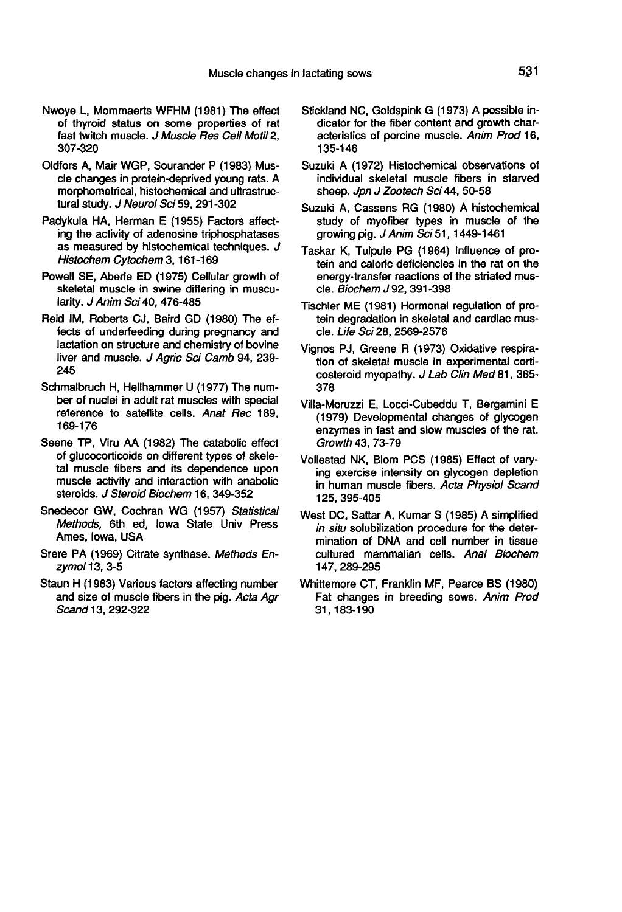Nwoye L, Mommaerts WFHM (1981) The effect of thyroid status on some properties of rat fast twitch muscle. *J Muscle Res Cell Motil* 2, 307-320

Oldfors A, Mair WGP, Sourander P (1983) Muscle changes in protein-deprived young rats. A morphometrical, histochemical and ultrastructural study. *J Neurol Sci* 59, 291-302

Padykula HA, Herman E (1955) Factors affecting the activity of adenosine triphosphatases as measured by histochemical techniques. *J Histochem Cytochem* 3, 161-169

Powell SE, Aberle ED (1975) Cellular growth of skeletal muscle in swine differing in muscularity. *J Anim Sci* 40, 476-485

Reid IM, Roberts CJ, Baird GD (1980) The effects of underfeeding during pregnancy and lactation on structure and chemistry of bovine liver and muscle. *J Agric Sci Camb* 94, 239-245

Schmalbruch H, Hellhammer U (1977) The number of nuclei in adult rat muscles with special reference to satellite cells. *Anat Rec* 189, 169-176

Seene TP, Viru AA (1982) The catabolic effect of glucocorticoids on different types of skeletal muscle fibers and its dependence upon muscle activity and interaction with anabolic steroids. *J Steroid Biochem* 16, 349-352

Snedecor GW, Cochran WG (1957) *Statistical Methods*, 6th ed, Iowa State Univ Press Ames, Iowa, USA

Srere PA (1969) Citrate synthase. *Methods Enzymol* 13, 3-5

Staun H (1963) Various factors affecting number and size of muscle fibers in the pig. *Acta Agr Scand* 13, 292-322

Stickland NC, Goldspink G (1973) A possible indicator for the fiber content and growth characteristics of porcine muscle. *Anim Prod* 16, 135-146

Suzuki A (1972) Histochemical observations of individual skeletal muscle fibers in starved sheep. *Jpn J Zootech Sci* 44, 50-58

Suzuki A, Cassens RG (1980) A histochemical study of myofiber types in muscle of the growing pig. *J Anim Sci* 51, 1449-1461

Taskar K, Tulpule PG (1964) Influence of protein and caloric deficiencies in the rat on the energy-transfer reactions of the striated muscle. *Biochem J* 92, 391-398

Tischler ME (1981) Hormonal regulation of protein degradation in skeletal and cardiac muscle. *Life Sci* 28, 2569-2576

Vignos PJ, Greene R (1973) Oxidative respiration of skeletal muscle in experimental corticosteroid myopathy. *J Lab Clin Med* 81, 365-378

Villa-Moruzzi E, Locci-Cubeddu T, Bergamini E (1979) Developmental changes of glycogen enzymes in fast and slow muscles of the rat. *Growth* 43, 73-79

Vollestad NK, Blom PCS (1985) Effect of varying exercise intensity on glycogen depletion in human muscle fibers. *Acta Physiol Scand* 125, 395-405

West DC, Sattar A, Kumar S (1985) A simplified *in situ* solubilization procedure for the determination of DNA and cell number in tissue cultured mammalian cells. *Anal Biochem* 147, 289-295

Whittemore CT, Franklin MF, Pearce BS (1980) Fat changes in breeding sows. *Anim Prod* 31, 183-190